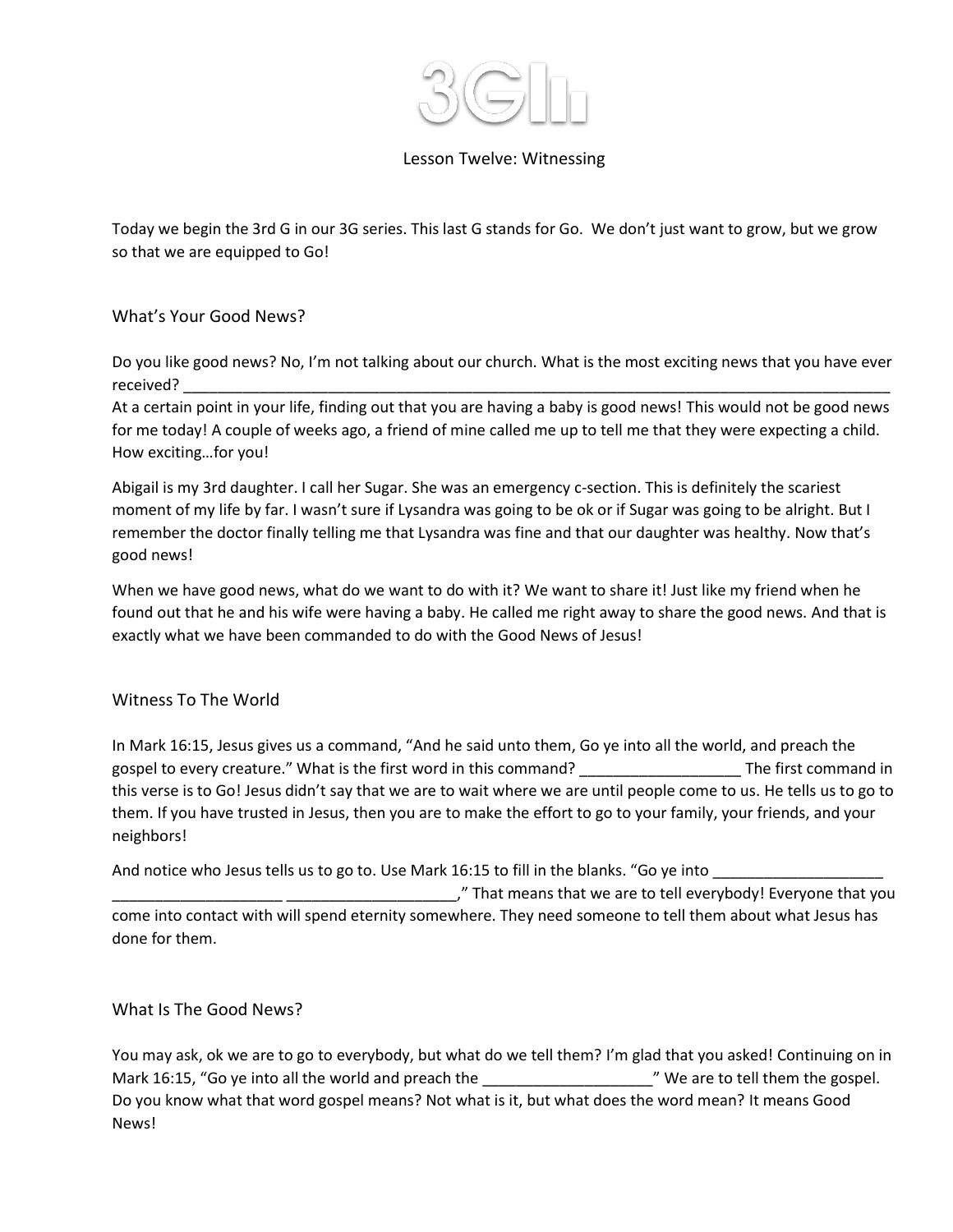# Lesson Twelve: Witnessing

Today we begin the 3rd G in our 3G series. This last G stands for Go. We don't just want to grow, but we grow so that we are equipped to Go!

## What's Your Good News?

Do you like good news? No, I'm not talking about our church. What is the most exciting news that you have ever received? ______________________________________________________________________________________

At a certain point in your life, finding out that you are having a baby is good news! This would not be good news for me today! A couple of weeks ago, a friend of mine called me up to tell me that they were expecting a child. How exciting…for you!

Abigail is my 3rd daughter. I call her Sugar. She was an emergency c-section. This is definitely the scariest moment of my life by far. I wasn't sure if Lysandra was going to be ok or if Sugar was going to be alright. But I remember the doctor finally telling me that Lysandra was fine and that our daughter was healthy. Now that's good news!

When we have good news, what do we want to do with it? We want to share it! Just like my friend when he found out that he and his wife were having a baby. He called me right away to share the good news. And that is exactly what we have been commanded to do with the Good News of Jesus!

## Witness To The World

In Mark 16:15, Jesus gives us a command, "And he said unto them, Go ye into all the world, and preach the gospel to every creature." What is the first word in this command? __________________ The first command in this verse is to Go! Jesus didn't say that we are to wait where we are until people come to us. He tells us to go to them. If you have trusted in Jesus, then you are to make the effort to go to your family, your friends, and your neighbors!

And notice who Jesus tells us to go to. Use Mark 16:15 to fill in the blanks. "Go ye into ____________________ ____________________ ____________________," That means that we are to tell everybody! Everyone that you come into contact with will spend eternity somewhere. They need someone to tell them about what Jesus has done for them.

## What Is The Good News?

You may ask, ok we are to go to everybody, but what do we tell them? I'm glad that you asked! Continuing on in Mark 16:15, "Go ye into all the world and preach the ____________________" We are to tell them the gospel. Do you know what that word gospel means? Not what is it, but what does the word mean? It means Good News!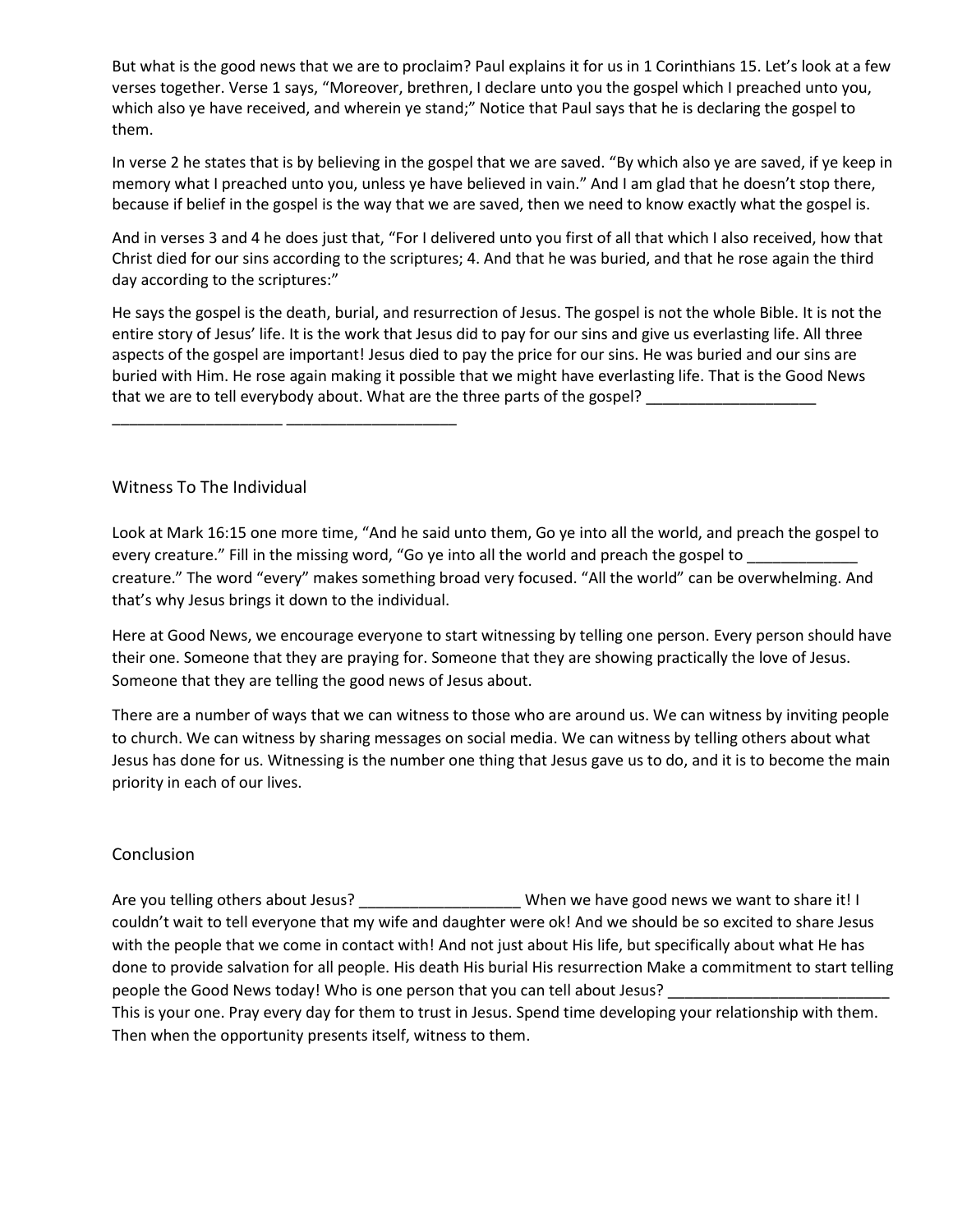But what is the good news that we are to proclaim? Paul explains it for us in 1 Corinthians 15. Let's look at a few verses together. Verse 1 says, "Moreover, brethren, I declare unto you the gospel which I preached unto you, which also ye have received, and wherein ye stand;" Notice that Paul says that he is declaring the gospel to them.

In verse 2 he states that is by believing in the gospel that we are saved. "By which also ye are saved, if ye keep in memory what I preached unto you, unless ye have believed in vain." And I am glad that he doesn't stop there, because if belief in the gospel is the way that we are saved, then we need to know exactly what the gospel is.

And in verses 3 and 4 he does just that, "For I delivered unto you first of all that which I also received, how that Christ died for our sins according to the scriptures; 4. And that he was buried, and that he rose again the third day according to the scriptures:"

He says the gospel is the death, burial, and resurrection of Jesus. The gospel is not the whole Bible. It is not the entire story of Jesus' life. It is the work that Jesus did to pay for our sins and give us everlasting life. All three aspects of the gospel are important! Jesus died to pay the price for our sins. He was buried and our sins are buried with Him. He rose again making it possible that we might have everlasting life. That is the Good News that we are to tell everybody about. What are the three parts of the gospel? ____________________ ____________________ ____________________

## Witness To The Individual

Look at Mark 16:15 one more time, "And he said unto them, Go ye into all the world, and preach the gospel to every creature." Fill in the missing word, "Go ye into all the world and preach the gospel to _____________ creature." The word "every" makes something broad very focused. "All the world" can be overwhelming. And that's why Jesus brings it down to the individual.

Here at Good News, we encourage everyone to start witnessing by telling one person. Every person should have their one. Someone that they are praying for. Someone that they are showing practically the love of Jesus. Someone that they are telling the good news of Jesus about.

There are a number of ways that we can witness to those who are around us. We can witness by inviting people to church. We can witness by sharing messages on social media. We can witness by telling others about what Jesus has done for us. Witnessing is the number one thing that Jesus gave us to do, and it is to become the main priority in each of our lives.

## Conclusion

Are you telling others about Jesus? ___________________ When we have good news we want to share it! I couldn't wait to tell everyone that my wife and daughter were ok! And we should be so excited to share Jesus with the people that we come in contact with! And not just about His life, but specifically about what He has done to provide salvation for all people. His death His burial His resurrection Make a commitment to start telling people the Good News today! Who is one person that you can tell about Jesus? __________________________ This is your one. Pray every day for them to trust in Jesus. Spend time developing your relationship with them. Then when the opportunity presents itself, witness to them.